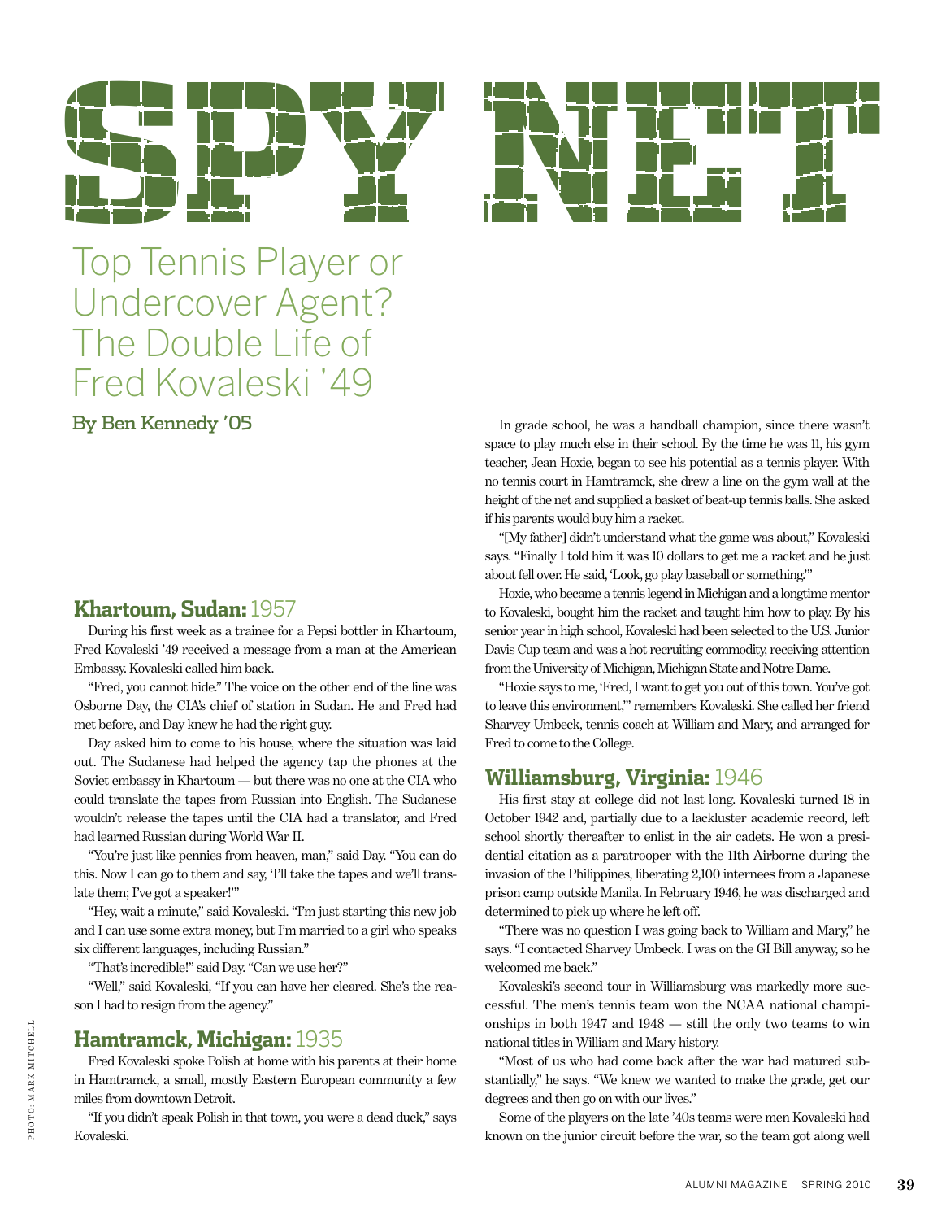# SPY NET

## Top Tennis Player or Undercover Agent? The Double Life of Fred Kovaleski '49

**By Ben Kennedy '05**

### Khartoum, Sudan: 1957

During his first week as a trainee for a Pepsi bottler in Khartoum, Fred Kovaleski '49 received a message from a man at the American Embassy. Kovaleski called him back.

"Fred, you cannot hide." The voice on the other end of the line was Osborne Day, the CIA's chief of station in Sudan. He and Fred had met before, and Day knew he had the right guy.

Day asked him to come to his house, where the situation was laid out. The Sudanese had helped the agency tap the phones at the Soviet embassy in Khartoum — but there was no one at the CIA who could translate the tapes from Russian into English. The Sudanese wouldn't release the tapes until the CIA had a translator, and Fred had learned Russian during World War II.

"You're just like pennies from heaven, man," said Day. "You can do this. Now I can go to them and say, 'I'll take the tapes and we'll translate them; I've got a speaker!'"

"Hey, wait a minute," said Kovaleski. "I'm just starting this new job and I can use some extra money, but I'm married to a girl who speaks six different languages, including Russian."

"That's incredible!" said Day. "Can we use her?"

"Well," said Kovaleski, "If you can have her cleared. She's the reason I had to resign from the agency."

### Hamtramck, Michigan: 1935

Fred Kovaleski spoke Polish at home with his parents at their home in Hamtramck, a small, mostly Eastern European community a few miles from downtown Detroit.

"If you didn't speak Polish in that town, you were a dead duck," says Kovaleski.

In grade school, he was a handball champion, since there wasn't space to play much else in their school. By the time he was 11, his gym teacher, Jean Hoxie, began to see his potential as a tennis player. With no tennis court in Hamtramck, she drew a line on the gym wall at the height of the net and supplied a basket of beat-up tennis balls. She asked if his parents would buy him a racket.

"[My father] didn't understand what the game was about," Kovaleski says. "Finally I told him it was 10 dollars to get me a racket and he just about fell over. He said, 'Look, go play baseball or something.'"

Hoxie, who became a tennis legend in Michigan and a longtime mentor to Kovaleski, bought him the racket and taught him how to play. By his senior year in high school, Kovaleski had been selected to the U.S. Junior Davis Cup team and was a hot recruiting commodity, receiving attention from the University of Michigan, Michigan State and Notre Dame.

"Hoxie says to me, 'Fred, I want to get you out of this town. You've got to leave this environment,'" remembers Kovaleski. She called her friend Sharvey Umbeck, tennis coach at William and Mary, and arranged for Fred to come to the College.

### Williamsburg, Virginia: 1946

His first stay at college did not last long. Kovaleski turned 18 in October 1942 and, partially due to a lackluster academic record, left school shortly thereafter to enlist in the air cadets. He won a presidential citation as a paratrooper with the 11th Airborne during the invasion of the Philippines, liberating 2,100 internees from a Japanese prison camp outside Manila. In February 1946, he was discharged and determined to pick up where he left off.

"There was no question I was going back to William and Mary," he says. "I contacted Sharvey Umbeck. I was on the GI Bill anyway, so he welcomed me back."

Kovaleski's second tour in Williamsburg was markedly more successful. The men's tennis team won the NCAA national championships in both 1947 and 1948 — still the only two teams to win national titles in William and Mary history.

"Most of us who had come back after the war had matured substantially," he says. "We knew we wanted to make the grade, get our degrees and then go on with our lives."

Some of the players on the late '40s teams were men Kovaleski had known on the junior circuit before the war, so the team got along well

PHOTO: MARK MITCHELL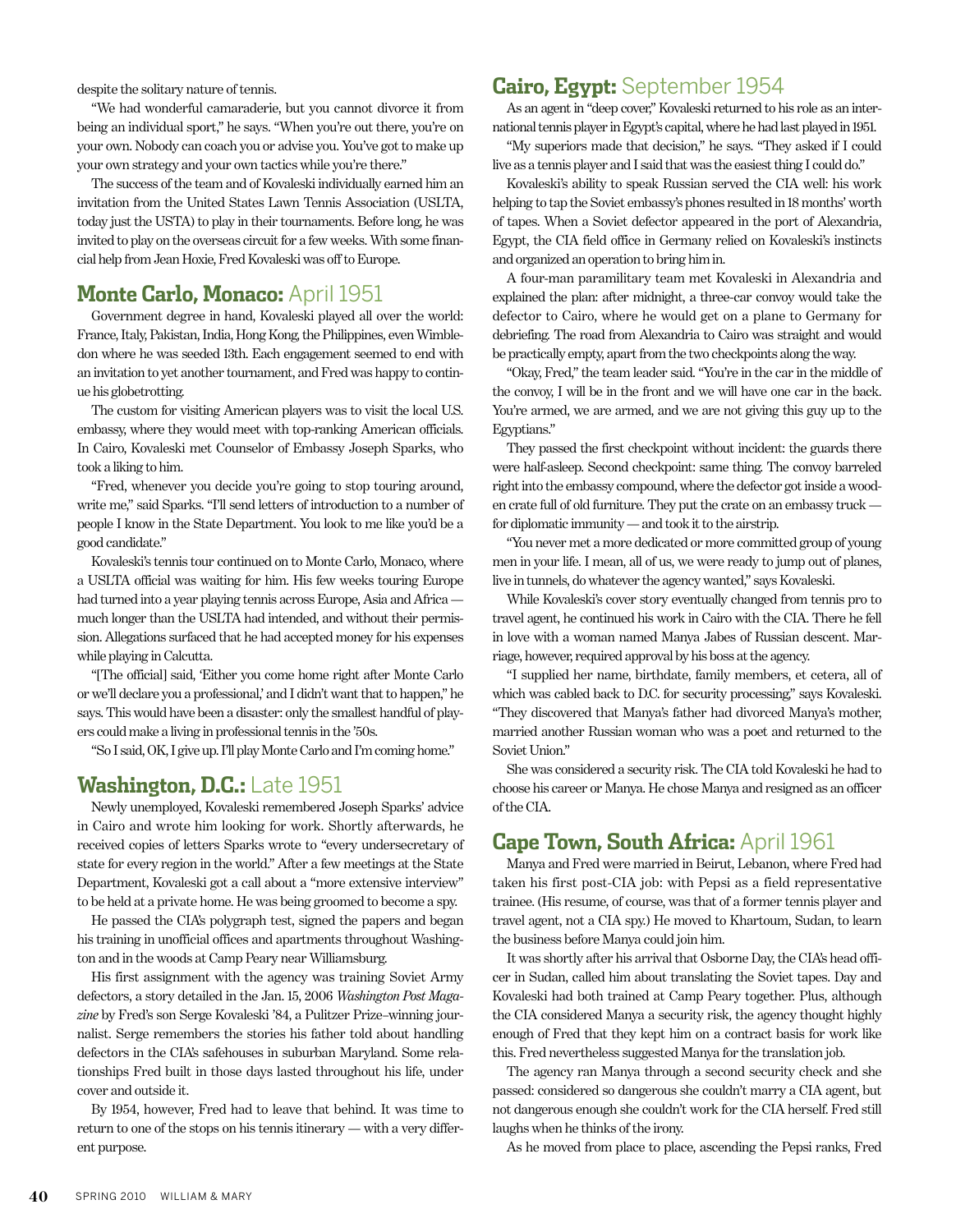despite the solitary nature of tennis.

"We had wonderful camaraderie, but you cannot divorce it from being an individual sport," he says. "When you're out there, you're on your own. Nobody can coach you or advise you. You've got to make up your own strategy and your own tactics while you're there."

The success of the team and of Kovaleski individually earned him an invitation from the United States Lawn Tennis Association (USLTA, today just the USTA) to play in their tournaments. Before long, he was invited to play on the overseas circuit for a few weeks. With some financial help from Jean Hoxie, Fred Kovaleski was off to Europe.

## Monte Carlo, Monaco: April 1951

Government degree in hand, Kovaleski played all over the world: France, Italy, Pakistan, India, Hong Kong, the Philippines, even Wimbledon where he was seeded 13th. Each engagement seemed to end with an invitation to yet another tournament, and Fred was happy to continue his globetrotting.

The custom for visiting American players was to visit the local U.S. embassy, where they would meet with top-ranking American officials. In Cairo, Kovaleski met Counselor of Embassy Joseph Sparks, who took a liking to him.

"Fred, whenever you decide you're going to stop touring around, write me," said Sparks. "I'll send letters of introduction to a number of people I know in the State Department. You look to me like you'd be a good candidate."

Kovaleski's tennis tour continued on to Monte Carlo, Monaco, where a USLTA official was waiting for him. His few weeks touring Europe had turned into a year playing tennis across Europe, Asia and Africa — much longer than the USLTA had intended, and without their permission. Allegations surfaced that he had accepted money for his expenses while playing in Calcutta.

"[The official] said, 'Either you come home right after Monte Carlo or we'll declare you a professional,' and I didn't want that to happen," he says. This would have been a disaster: only the smallest handful of players could make a living in professional tennis in the '50s.

"So I said, OK, I give up. I'll play Monte Carlo and I'm coming home."

## Washington, D.C.: Late 1951

Newly unemployed, Kovaleski remembered Joseph Sparks' advice in Cairo and wrote him looking for work. Shortly afterwards, he received copies of letters Sparks wrote to "every undersecretary of state for every region in the world." After a few meetings at the State Department, Kovaleski got a call about a "more extensive interview" to be held at a private home. He was being groomed to become a spy.

He passed the CIA's polygraph test, signed the papers and began his training in unofficial offices and apartments throughout Washington and in the woods at Camp Peary near Williamsburg.

His first assignment with the agency was training Soviet Army defectors, a story detailed in the Jan. 15, 2006 *Washington Post Magazine* by Fred's son Serge Kovaleski '84, a Pulitzer Prize–winning journalist. Serge remembers the stories his father told about handling defectors in the CIA's safehouses in suburban Maryland. Some relationships Fred built in those days lasted throughout his life, under cover and outside it.

By 1954, however, Fred had to leave that behind. It was time to return to one of the stops on his tennis itinerary — with a very different purpose.

## Cairo, Egypt: September 1954

As an agent in "deep cover," Kovaleski returned to his role as an international tennis player in Egypt's capital, where he had last played in 1951.

"My superiors made that decision," he says. "They asked if I could live as a tennis player and I said that was the easiest thing I could do."

Kovaleski's ability to speak Russian served the CIA well: his work helping to tap the Soviet embassy's phones resulted in 18 months' worth of tapes. When a Soviet defector appeared in the port of Alexandria, Egypt, the CIA field office in Germany relied on Kovaleski's instincts and organized an operation to bring him in.

A four-man paramilitary team met Kovaleski in Alexandria and explained the plan: after midnight, a three-car convoy would take the defector to Cairo, where he would get on a plane to Germany for debriefing. The road from Alexandria to Cairo was straight and would be practically empty, apart from the two checkpoints along the way.

"Okay, Fred," the team leader said. "You're in the car in the middle of the convoy, I will be in the front and we will have one car in the back. You're armed, we are armed, and we are not giving this guy up to the Egyptians."

They passed the first checkpoint without incident: the guards there were half-asleep. Second checkpoint: same thing. The convoy barreled right into the embassy compound, where the defector got inside a wooden crate full of old furniture. They put the crate on an embassy truck — for diplomatic immunity — and took it to the airstrip.

"You never met a more dedicated or more committed group of young men in your life. I mean, all of us, we were ready to jump out of planes, live in tunnels, do whatever the agency wanted," says Kovaleski.

While Kovaleski's cover story eventually changed from tennis pro to travel agent, he continued his work in Cairo with the CIA. There he fell in love with a woman named Manya Jabes of Russian descent. Marriage, however, required approval by his boss at the agency.

"I supplied her name, birthdate, family members, et cetera, all of which was cabled back to D.C. for security processing," says Kovaleski. "They discovered that Manya's father had divorced Manya's mother, married another Russian woman who was a poet and returned to the Soviet Union."

She was considered a security risk. The CIA told Kovaleski he had to choose his career or Manya. He chose Manya and resigned as an officer of the CIA.

## Cape Town, South Africa: April 1961

Manya and Fred were married in Beirut, Lebanon, where Fred had taken his first post-CIA job: with Pepsi as a field representative trainee. (His resume, of course, was that of a former tennis player and travel agent, not a CIA spy.) He moved to Khartoum, Sudan, to learn the business before Manya could join him.

It was shortly after his arrival that Osborne Day, the CIA's head officer in Sudan, called him about translating the Soviet tapes. Day and Kovaleski had both trained at Camp Peary together. Plus, although the CIA considered Manya a security risk, the agency thought highly enough of Fred that they kept him on a contract basis for work like this. Fred nevertheless suggested Manya for the translation job.

The agency ran Manya through a second security check and she passed: considered so dangerous she couldn't marry a CIA agent, but not dangerous enough she couldn't work for the CIA herself. Fred still laughs when he thinks of the irony.

As he moved from place to place, ascending the Pepsi ranks, Fred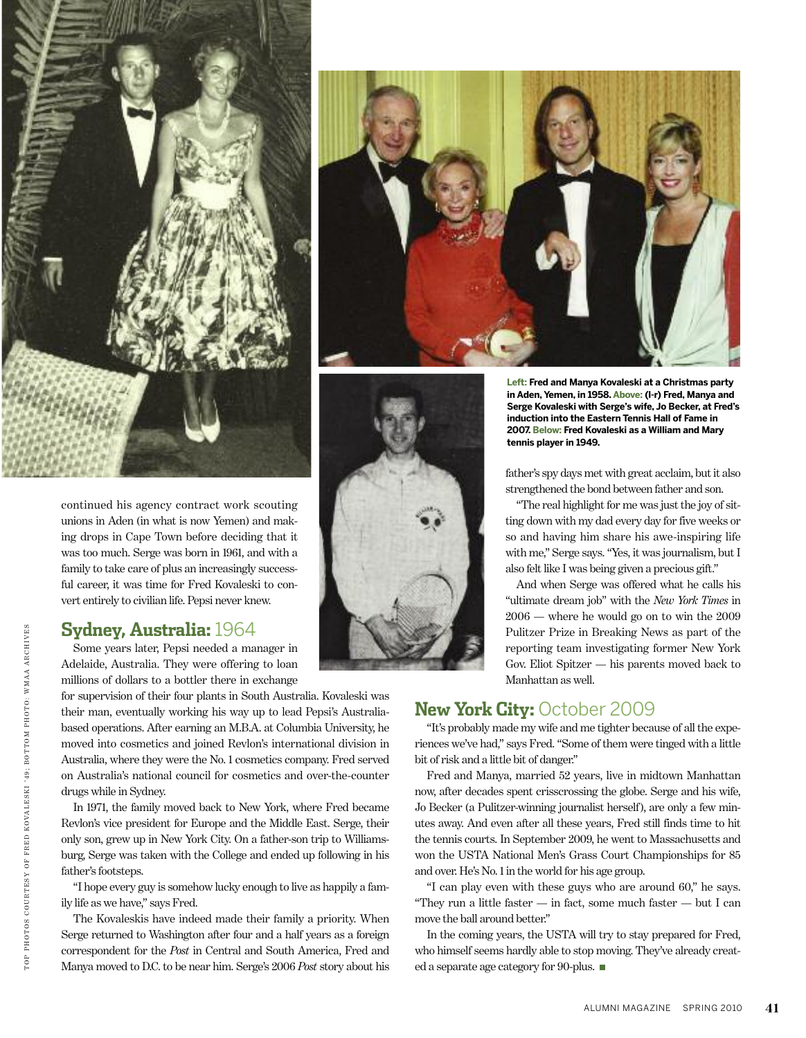Left: Fred and Manya Kovaleski at a Christmas party in Aden, Yemen, in 1958. Above: (l-r) Fred, Manya and Serge Kovaleski with Serge's wife, Jo Becker, at Fred's induction into the Eastern Tennis Hall of Fame in 2007. Below: Fred Kovaleski as a William and Mary tennis player in 1949.

TOP PHOTOS COURTESY OF FRED KOVALESKI '49; BOTTOM PHOTO: WMAA ARCHIVES

continued his agency contract work scouting unions in Aden (in what is now Yemen) and making drops in Cape Town before deciding that it was too much. Serge was born in 1961, and with a family to take care of plus an increasingly successful career, it was time for Fred Kovaleski to convert entirely to civilian life. Pepsi never knew.

## Sydney, Australia: 1964

Some years later, Pepsi needed a manager in Adelaide, Australia. They were offering to loan millions of dollars to a bottler there in exchange for supervision of their four plants in South Australia. Kovaleski was their man, eventually working his way up to lead Pepsi's Australia-based operations. After earning an M.B.A. at Columbia University, he moved into cosmetics and joined Revlon's international division in Australia, where they were the No. 1 cosmetics company. Fred served on Australia's national council for cosmetics and over-the-counter drugs while in Sydney.

In 1971, the family moved back to New York, where Fred became Revlon's vice president for Europe and the Middle East. Serge, their only son, grew up in New York City. On a father-son trip to Williamsburg, Serge was taken with the College and ended up following in his father's footsteps.

"I hope every guy is somehow lucky enough to live as happily a family life as we have," says Fred.

The Kovaleskis have indeed made their family a priority. When Serge returned to Washington after four and a half years as a foreign correspondent for the *Post* in Central and South America, Fred and Manya moved to D.C. to be near him. Serge's 2006 *Post* story about his father's spy days met with great acclaim, but it also strengthened the bond between father and son.

"The real highlight for me was just the joy of sitting down with my dad every day for five weeks or so and having him share his awe-inspiring life with me," Serge says. "Yes, it was journalism, but I also felt like I was being given a precious gift."

And when Serge was offered what he calls his "ultimate dream job" with the *New York Times* in 2006 — where he would go on to win the 2009 Pulitzer Prize in Breaking News as part of the reporting team investigating former New York Gov. Eliot Spitzer — his parents moved back to Manhattan as well.

## New York City: October 2009

"It's probably made my wife and me tighter because of all the experiences we've had," says Fred. "Some of them were tinged with a little bit of risk and a little bit of danger."

Fred and Manya, married 52 years, live in midtown Manhattan now, after decades spent crisscrossing the globe. Serge and his wife, Jo Becker (a Pulitzer-winning journalist herself), are only a few minutes away. And even after all these years, Fred still finds time to hit the tennis courts. In September 2009, he went to Massachusetts and won the USTA National Men's Grass Court Championships for 85 and over. He's No. 1 in the world for his age group.

"I can play even with these guys who are around 60," he says. "They run a little faster — in fact, some much faster — but I can move the ball around better."

In the coming years, the USTA will try to stay prepared for Fred, who himself seems hardly able to stop moving. They've already created a separate age category for 90-plus. ■